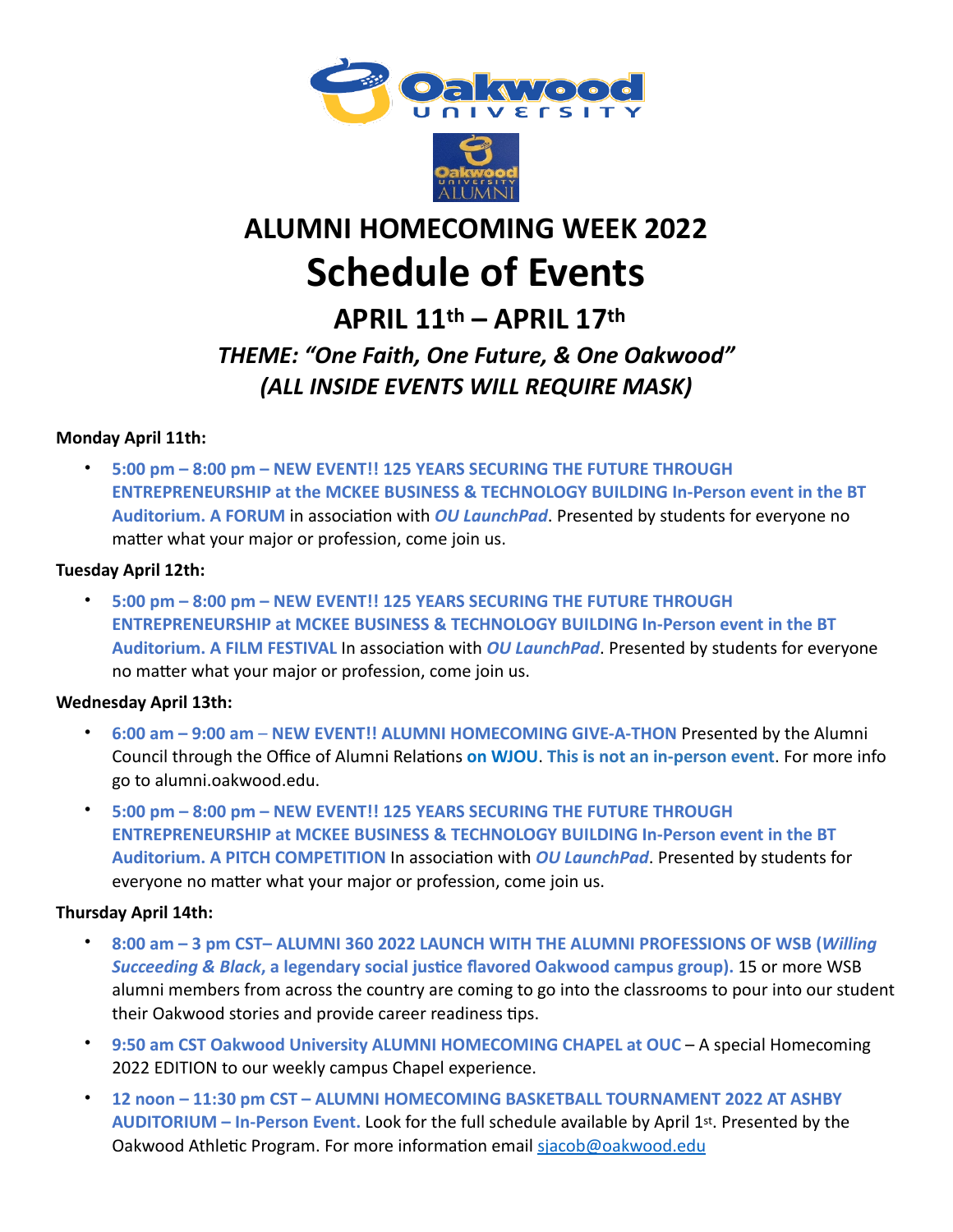# ALUMNI HOMECOMING WEEK 2022

# Schedule of Events

## APRIL 11th – APRIL 17th

### *THEME: "One Faith, One Future, & One Oakwood"*
### *(ALL INSIDE EVENTS WILL REQUIRE MASK)*

**Monday April 11th:**

- **5:00 pm – 8:00 pm – NEW EVENT!! 125 YEARS SECURING THE FUTURE THROUGH ENTREPRENEURSHIP at the MCKEE BUSINESS & TECHNOLOGY BUILDING In-Person event in the BT Auditorium. A FORUM** in association with ***OU LaunchPad***. Presented by students for everyone no matter what your major or profession, come join us.

**Tuesday April 12th:**

- **5:00 pm – 8:00 pm – NEW EVENT!! 125 YEARS SECURING THE FUTURE THROUGH ENTREPRENEURSHIP at MCKEE BUSINESS & TECHNOLOGY BUILDING In-Person event in the BT Auditorium. A FILM FESTIVAL** In association with ***OU LaunchPad***. Presented by students for everyone no matter what your major or profession, come join us.

**Wednesday April 13th:**

- **6:00 am – 9:00 am – NEW EVENT!! ALUMNI HOMECOMING GIVE-A-THON** Presented by the Alumni Council through the Office of Alumni Relations **on WJOU**. **This is not an in-person event**. For more info go to alumni.oakwood.edu.
- **5:00 pm – 8:00 pm – NEW EVENT!! 125 YEARS SECURING THE FUTURE THROUGH ENTREPRENEURSHIP at MCKEE BUSINESS & TECHNOLOGY BUILDING In-Person event in the BT Auditorium. A PITCH COMPETITION** In association with ***OU LaunchPad***. Presented by students for everyone no matter what your major or profession, come join us.

**Thursday April 14th:**

- **8:00 am – 3 pm CST– ALUMNI 360 2022 LAUNCH WITH THE ALUMNI PROFESSIONS OF WSB (*Willing Succeeding & Black*, a legendary social justice flavored Oakwood campus group).** 15 or more WSB alumni members from across the country are coming to go into the classrooms to pour into our student their Oakwood stories and provide career readiness tips.
- **9:50 am CST Oakwood University ALUMNI HOMECOMING CHAPEL at OUC** – A special Homecoming 2022 EDITION to our weekly campus Chapel experience.
- **12 noon – 11:30 pm CST – ALUMNI HOMECOMING BASKETBALL TOURNAMENT 2022 AT ASHBY AUDITORIUM – In-Person Event.** Look for the full schedule available by April 1st. Presented by the Oakwood Athletic Program. For more information email sjacob@oakwood.edu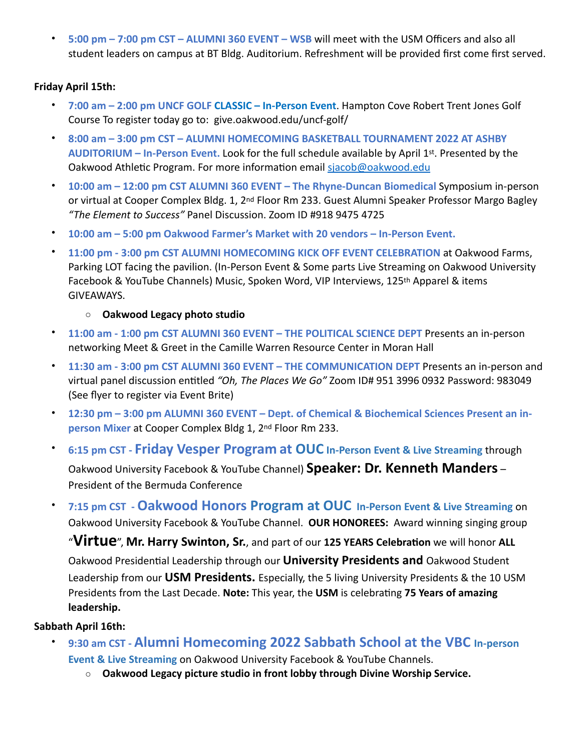- **5:00 pm – 7:00 pm CST – ALUMNI 360 EVENT – WSB** will meet with the USM Officers and also all student leaders on campus at BT Bldg. Auditorium. Refreshment will be provided first come first served.

**Friday April 15th:**

- **7:00 am – 2:00 pm UNCF GOLF CLASSIC – In-Person Event**. Hampton Cove Robert Trent Jones Golf Course To register today go to: give.oakwood.edu/uncf-golf/
- **8:00 am – 3:00 pm CST – ALUMNI HOMECOMING BASKETBALL TOURNAMENT 2022 AT ASHBY AUDITORIUM – In-Person Event.** Look for the full schedule available by April 1st. Presented by the Oakwood Athletic Program. For more information email sjacob@oakwood.edu
- **10:00 am – 12:00 pm CST ALUMNI 360 EVENT – The Rhyne-Duncan Biomedical** Symposium in-person or virtual at Cooper Complex Bldg. 1, 2nd Floor Rm 233. Guest Alumni Speaker Professor Margo Bagley *"The Element to Success"* Panel Discussion. Zoom ID #918 9475 4725
- **10:00 am – 5:00 pm Oakwood Farmer's Market with 20 vendors – In-Person Event.**
- **11:00 pm - 3:00 pm CST ALUMNI HOMECOMING KICK OFF EVENT CELEBRATION** at Oakwood Farms, Parking LOT facing the pavilion. (In-Person Event & Some parts Live Streaming on Oakwood University Facebook & YouTube Channels) Music, Spoken Word, VIP Interviews, 125th Apparel & items GIVEAWAYS.
  - **Oakwood Legacy photo studio**
- **11:00 am - 1:00 pm CST ALUMNI 360 EVENT – THE POLITICAL SCIENCE DEPT** Presents an in-person networking Meet & Greet in the Camille Warren Resource Center in Moran Hall
- **11:30 am - 3:00 pm CST ALUMNI 360 EVENT – THE COMMUNICATION DEPT** Presents an in-person and virtual panel discussion entitled *"Oh, The Places We Go"* Zoom ID# 951 3996 0932 Password: 983049 (See flyer to register via Event Brite)
- **12:30 pm – 3:00 pm ALUMNI 360 EVENT – Dept. of Chemical & Biochemical Sciences Present an in-person Mixer** at Cooper Complex Bldg 1, 2nd Floor Rm 233.
- **6:15 pm CST - Friday Vesper Program at OUC In-Person Event & Live Streaming** through Oakwood University Facebook & YouTube Channel) **Speaker: Dr. Kenneth Manders** – President of the Bermuda Conference
- **7:15 pm CST - Oakwood Honors Program at OUC In-Person Event & Live Streaming** on Oakwood University Facebook & YouTube Channel. **OUR HONOREES:** Award winning singing group "**Virtue**", **Mr. Harry Swinton, Sr.**, and part of our **125 YEARS Celebration** we will honor **ALL** Oakwood Presidential Leadership through our **University Presidents and** Oakwood Student Leadership from our **USM Presidents.** Especially, the 5 living University Presidents & the 10 USM Presidents from the Last Decade. **Note:** This year, the **USM** is celebrating **75 Years of amazing leadership.**

**Sabbath April 16th:**

- **9:30 am CST - Alumni Homecoming 2022 Sabbath School at the VBC In-person Event & Live Streaming** on Oakwood University Facebook & YouTube Channels.
  - **Oakwood Legacy picture studio in front lobby through Divine Worship Service.**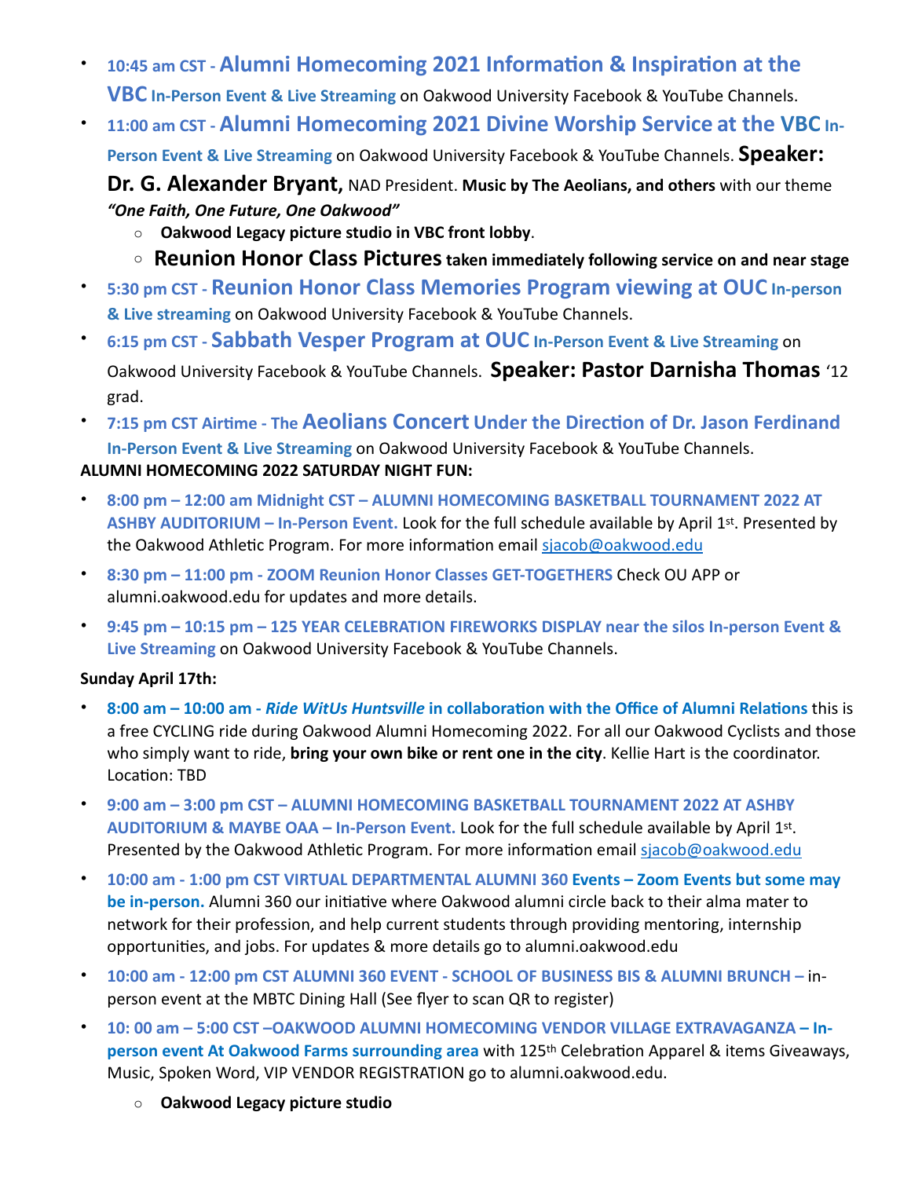- **10:45 am CST - Alumni Homecoming 2021 Information & Inspiration at the VBC In-Person Event & Live Streaming** on Oakwood University Facebook & YouTube Channels.
- **11:00 am CST - Alumni Homecoming 2021 Divine Worship Service at the VBC In-Person Event & Live Streaming** on Oakwood University Facebook & YouTube Channels. **Speaker: Dr. G. Alexander Bryant,** NAD President. **Music by The Aeolians, and others** with our theme ***"One Faith, One Future, One Oakwood"***
    - **Oakwood Legacy picture studio in VBC front lobby**.
    - **Reunion Honor Class Pictures taken immediately following service on and near stage**
- **5:30 pm CST - Reunion Honor Class Memories Program viewing at OUC In-person & Live streaming** on Oakwood University Facebook & YouTube Channels.
- **6:15 pm CST - Sabbath Vesper Program at OUC In-Person Event & Live Streaming** on Oakwood University Facebook & YouTube Channels. **Speaker: Pastor Darnisha Thomas** '12 grad.
- **7:15 pm CST Airtime - The Aeolians Concert Under the Direction of Dr. Jason Ferdinand In-Person Event & Live Streaming** on Oakwood University Facebook & YouTube Channels.

**ALUMNI HOMECOMING 2022 SATURDAY NIGHT FUN:**

- **8:00 pm – 12:00 am Midnight CST – ALUMNI HOMECOMING BASKETBALL TOURNAMENT 2022 AT ASHBY AUDITORIUM – In-Person Event.** Look for the full schedule available by April 1st. Presented by the Oakwood Athletic Program. For more information email sjacob@oakwood.edu
- **8:30 pm – 11:00 pm - ZOOM Reunion Honor Classes GET-TOGETHERS** Check OU APP or alumni.oakwood.edu for updates and more details.
- **9:45 pm – 10:15 pm – 125 YEAR CELEBRATION FIREWORKS DISPLAY near the silos In-person Event & Live Streaming** on Oakwood University Facebook & YouTube Channels.

**Sunday April 17th:**

- **8:00 am – 10:00 am - *Ride WitUs Huntsville* in collaboration with the Office of Alumni Relations** this is a free CYCLING ride during Oakwood Alumni Homecoming 2022. For all our Oakwood Cyclists and those who simply want to ride, **bring your own bike or rent one in the city**. Kellie Hart is the coordinator. Location: TBD
- **9:00 am – 3:00 pm CST – ALUMNI HOMECOMING BASKETBALL TOURNAMENT 2022 AT ASHBY AUDITORIUM & MAYBE OAA – In-Person Event.** Look for the full schedule available by April 1st. Presented by the Oakwood Athletic Program. For more information email sjacob@oakwood.edu
- **10:00 am - 1:00 pm CST VIRTUAL DEPARTMENTAL ALUMNI 360 Events – Zoom Events but some may be in-person.** Alumni 360 our initiative where Oakwood alumni circle back to their alma mater to network for their profession, and help current students through providing mentoring, internship opportunities, and jobs. For updates & more details go to alumni.oakwood.edu
- **10:00 am - 12:00 pm CST ALUMNI 360 EVENT - SCHOOL OF BUSINESS BIS & ALUMNI BRUNCH –** in-person event at the MBTC Dining Hall (See flyer to scan QR to register)
- **10: 00 am – 5:00 CST –OAKWOOD ALUMNI HOMECOMING VENDOR VILLAGE EXTRAVAGANZA – In-person event At Oakwood Farms surrounding area** with 125th Celebration Apparel & items Giveaways, Music, Spoken Word, VIP VENDOR REGISTRATION go to alumni.oakwood.edu.
    - **Oakwood Legacy picture studio**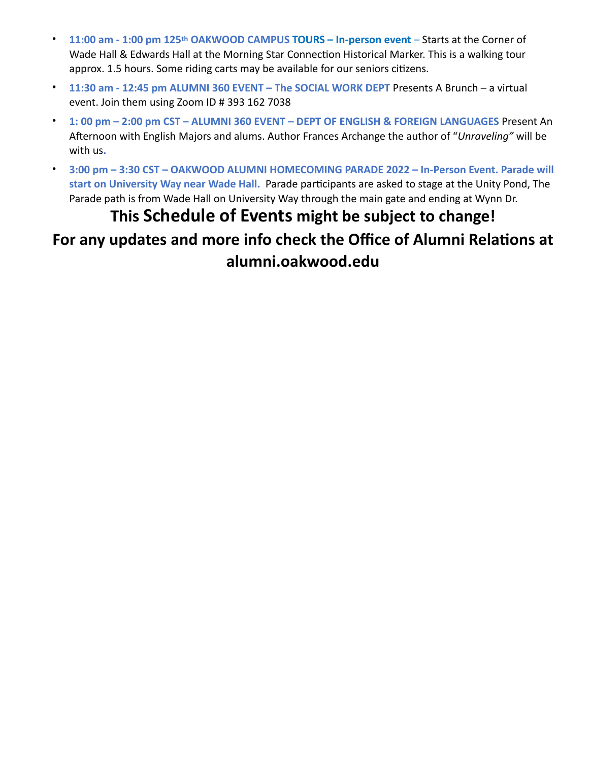- **11:00 am - 1:00 pm 125th OAKWOOD CAMPUS TOURS – In-person event** – Starts at the Corner of Wade Hall & Edwards Hall at the Morning Star Connection Historical Marker. This is a walking tour approx. 1.5 hours. Some riding carts may be available for our seniors citizens.
- **11:30 am - 12:45 pm ALUMNI 360 EVENT – The SOCIAL WORK DEPT** Presents A Brunch – a virtual event. Join them using Zoom ID # 393 162 7038
- **1: 00 pm – 2:00 pm CST – ALUMNI 360 EVENT – DEPT OF ENGLISH & FOREIGN LANGUAGES** Present An Afternoon with English Majors and alums. Author Frances Archange the author of "*Unraveling"* will be with us.
- **3:00 pm – 3:30 CST – OAKWOOD ALUMNI HOMECOMING PARADE 2022 – In-Person Event. Parade will start on University Way near Wade Hall.** Parade participants are asked to stage at the Unity Pond, The Parade path is from Wade Hall on University Way through the main gate and ending at Wynn Dr.

**This Schedule of Events might be subject to change!**

**For any updates and more info check the Office of Alumni Relations at alumni.oakwood.edu**